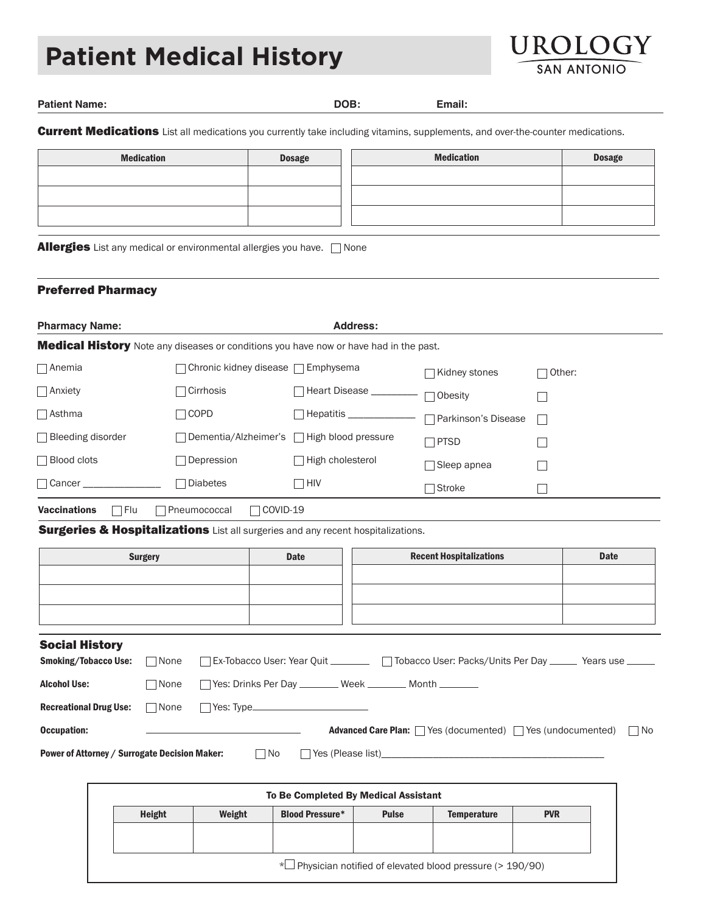# Patient Medical History

**UROLOGY SAN ANTONIO**

**Patient Name:** **DOB:** **Email:**

**Current Medications** List all medications you currently take including vitamins, supplements, and over-the-counter medications.

| Medication | Dosage | Medication | Dosage |
|---|---|---|---|
| | | | |
| | | | |
| | | | |

**Allergies** List any medical or environmental allergies you have. ☐ None

## Preferred Pharmacy

**Pharmacy Name:** **Address:**

**Medical History** Note any diseases or conditions you have now or have had in the past.

☐ Anemia
☐ Anxiety
☐ Asthma
☐ Bleeding disorder
☐ Blood clots
☐ Cancer ______________
☐ Chronic kidney disease
☐ Cirrhosis
☐ COPD
☐ Dementia/Alzheimer's
☐ Depression
☐ Diabetes
☐ Emphysema
☐ Heart Disease _________
☐ Hepatitis _____________
☐ High blood pressure
☐ High cholesterol
☐ HIV
☐ Kidney stones
☐ Obesity
☐ Parkinson's Disease
☐ PTSD
☐ Sleep apnea
☐ Stroke
☐ Other:
☐
☐
☐
☐
☐

**Vaccinations** ☐ Flu ☐ Pneumococcal ☐ COVID-19

**Surgeries & Hospitalizations** List all surgeries and any recent hospitalizations.

| Surgery | Date | Recent Hospitalizations | Date |
|---|---|---|---|
| | | | |
| | | | |
| | | | |

## Social History

**Smoking/Tobacco Use:** ☐ None ☐ Ex-Tobacco User: Year Quit ________ ☐ Tobacco User: Packs/Units Per Day _____ Years use _____

**Alcohol Use:** ☐ None ☐ Yes: Drinks Per Day ________ Week ________ Month ________

**Recreational Drug Use:** ☐ None ☐ Yes: Type______________________

**Occupation:** ______________________ **Advanced Care Plan:** ☐ Yes (documented) ☐ Yes (undocumented) ☐ No

**Power of Attorney / Surrogate Decision Maker:** ☐ No ☐ Yes (Please list)____________________________________________

**To Be Completed By Medical Assistant**

| Height | Weight | Blood Pressure* | Pulse | Temperature | PVR |
|---|---|---|---|---|---|
| | | | | | |

*☐ Physician notified of elevated blood pressure (> 190/90)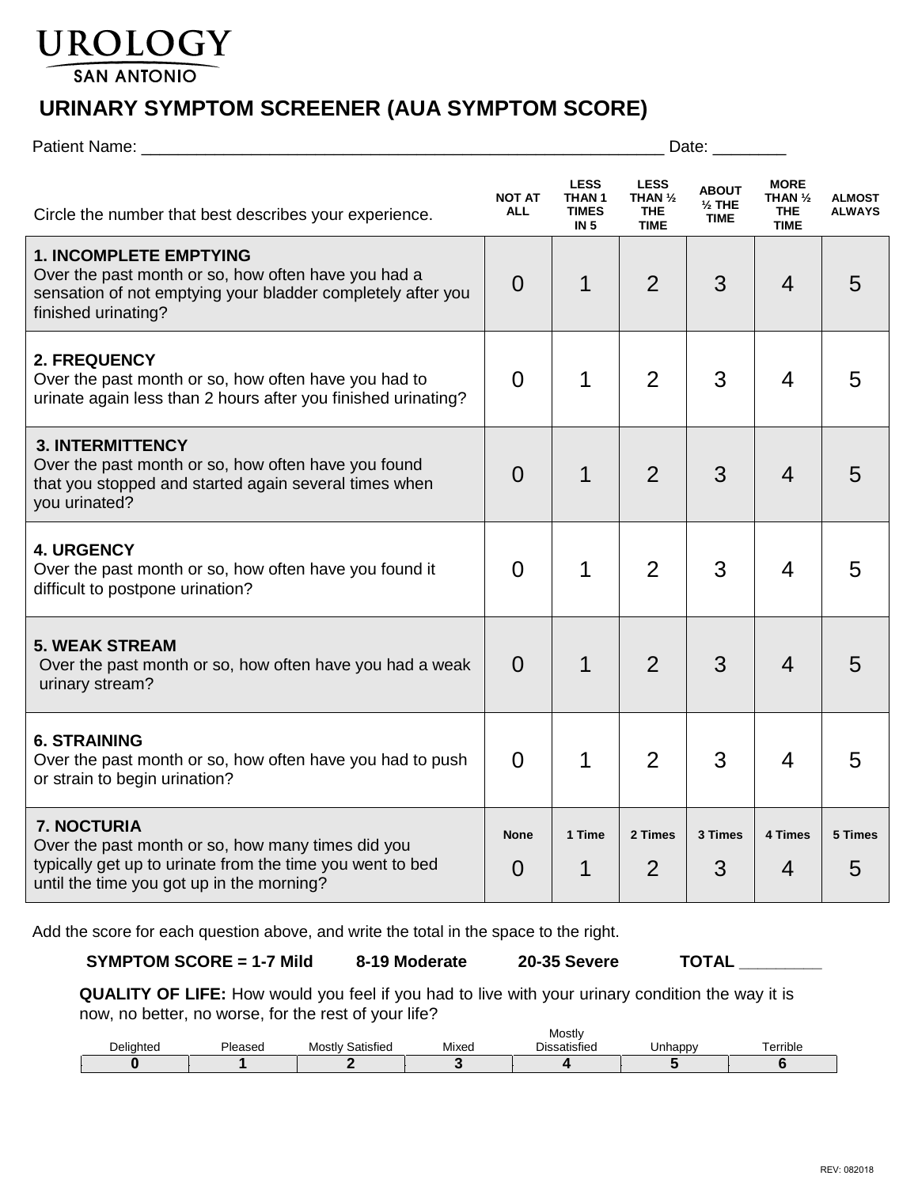# UROLOGY
SAN ANTONIO

## URINARY SYMPTOM SCREENER (AUA SYMPTOM SCORE)

Patient Name: ___________________________________________________________ Date: ________

| Circle the number that best describes your experience. | NOT AT ALL | LESS THAN 1 TIMES IN 5 | LESS THAN ½ THE TIME | ABOUT ½ THE TIME | MORE THAN ½ THE TIME | ALMOST ALWAYS |
|---|---|---|---|---|---|---|
| **1. INCOMPLETE EMPTYING** Over the past month or so, how often have you had a sensation of not emptying your bladder completely after you finished urinating? | 0 | 1 | 2 | 3 | 4 | 5 |
| **2. FREQUENCY** Over the past month or so, how often have you had to urinate again less than 2 hours after you finished urinating? | 0 | 1 | 2 | 3 | 4 | 5 |
| **3. INTERMITTENCY** Over the past month or so, how often have you found that you stopped and started again several times when you urinated? | 0 | 1 | 2 | 3 | 4 | 5 |
| **4. URGENCY** Over the past month or so, how often have you found it difficult to postpone urination? | 0 | 1 | 2 | 3 | 4 | 5 |
| **5. WEAK STREAM** Over the past month or so, how often have you had a weak urinary stream? | 0 | 1 | 2 | 3 | 4 | 5 |
| **6. STRAINING** Over the past month or so, how often have you had to push or strain to begin urination? | 0 | 1 | 2 | 3 | 4 | 5 |
| **7. NOCTURIA** Over the past month or so, how many times did you typically get up to urinate from the time you went to bed until the time you got up in the morning? | **None** 0 | **1 Time** 1 | **2 Times** 2 | **3 Times** 3 | **4 Times** 4 | **5 Times** 5 |

Add the score for each question above, and write the total in the space to the right.

**SYMPTOM SCORE = 1-7 Mild 8-19 Moderate 20-35 Severe TOTAL ________**

**QUALITY OF LIFE:** How would you feel if you had to live with your urinary condition the way it is now, no better, no worse, for the rest of your life?

| Delighted | Pleased | Mostly Satisfied | Mixed | Mostly Dissatisfied | Unhappy | Terrible |
|---|---|---|---|---|---|---|
| **0** | **1** | **2** | **3** | **4** | **5** | **6** |

REV: 082018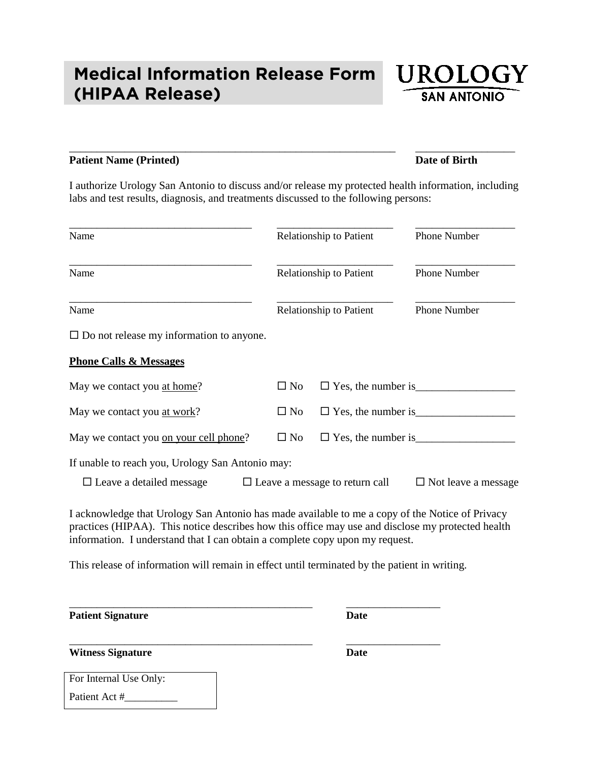# Medical Information Release Form (HIPAA Release)

UROLOGY SAN ANTONIO

_______________________________________________ ___________________

**Patient Name (Printed)** **Date of Birth**

I authorize Urology San Antonio to discuss and/or release my protected health information, including labs and test results, diagnosis, and treatments discussed to the following persons:

| Name | Relationship to Patient | Phone Number |
|---|---|---|
| ___________________ | ___________________ | ___________________ |
| ___________________ | ___________________ | ___________________ |
| ___________________ | ___________________ | ___________________ |

☐ Do not release my information to anyone.

**Phone Calls & Messages**

May we contact you at home? ☐ No ☐ Yes, the number is__________________

May we contact you at work? ☐ No ☐ Yes, the number is__________________

May we contact you on your cell phone? ☐ No ☐ Yes, the number is__________________

If unable to reach you, Urology San Antonio may:

☐ Leave a detailed message ☐ Leave a message to return call ☐ Not leave a message

I acknowledge that Urology San Antonio has made available to me a copy of the Notice of Privacy practices (HIPAA). This notice describes how this office may use and disclose my protected health information. I understand that I can obtain a complete copy upon my request.

This release of information will remain in effect until terminated by the patient in writing.

_______________________________________________ _________________

**Patient Signature** **Date**

_______________________________________________ _________________

**Witness Signature** **Date**

For Internal Use Only:
Patient Act #__________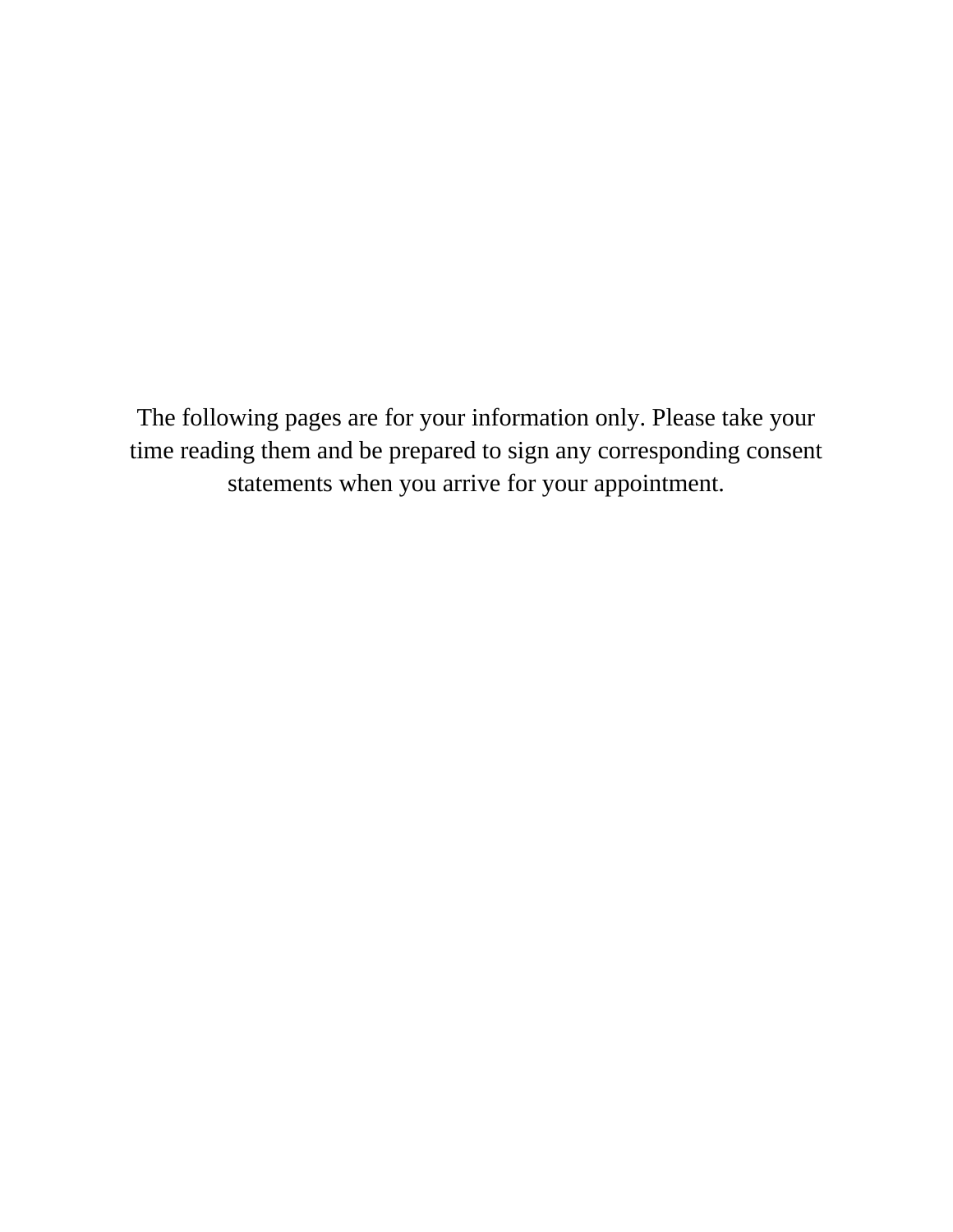The following pages are for your information only. Please take your time reading them and be prepared to sign any corresponding consent statements when you arrive for your appointment.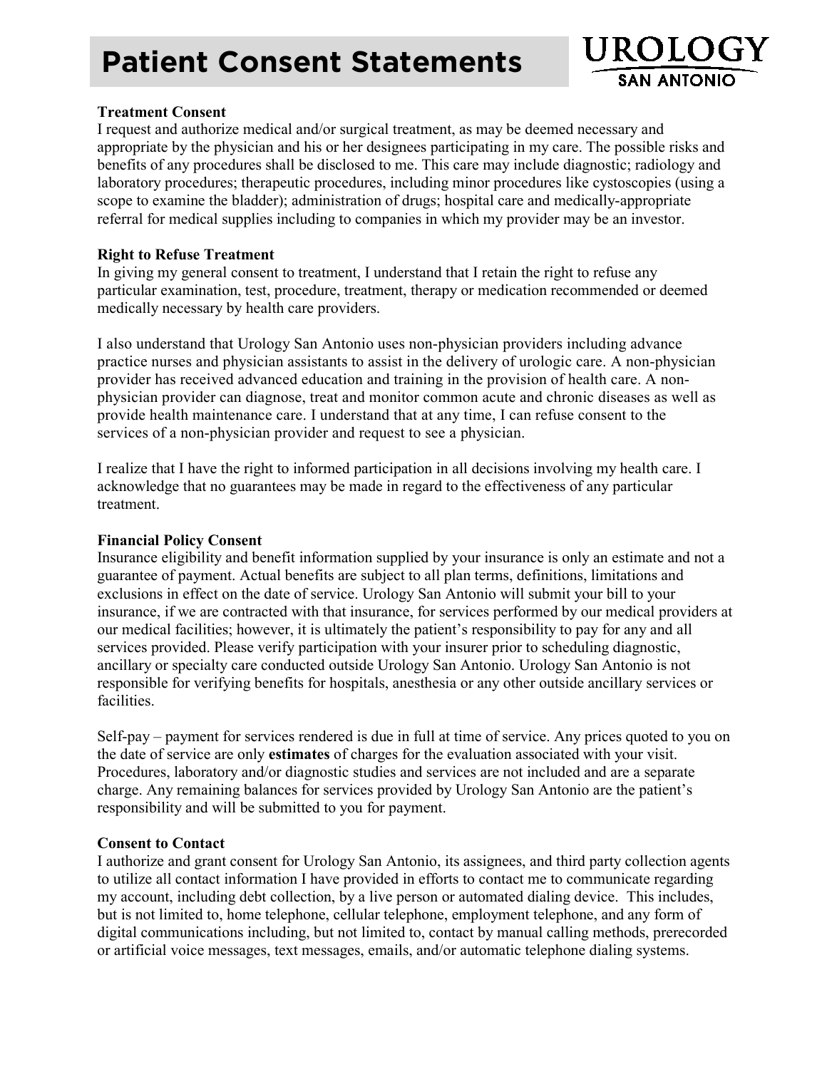# Patient Consent Statements

**UROLOGY SAN ANTONIO**

**Treatment Consent**

I request and authorize medical and/or surgical treatment, as may be deemed necessary and appropriate by the physician and his or her designees participating in my care. The possible risks and benefits of any procedures shall be disclosed to me. This care may include diagnostic; radiology and laboratory procedures; therapeutic procedures, including minor procedures like cystoscopies (using a scope to examine the bladder); administration of drugs; hospital care and medically-appropriate referral for medical supplies including to companies in which my provider may be an investor.

**Right to Refuse Treatment**

In giving my general consent to treatment, I understand that I retain the right to refuse any particular examination, test, procedure, treatment, therapy or medication recommended or deemed medically necessary by health care providers.

I also understand that Urology San Antonio uses non-physician providers including advance practice nurses and physician assistants to assist in the delivery of urologic care. A non-physician provider has received advanced education and training in the provision of health care. A non-physician provider can diagnose, treat and monitor common acute and chronic diseases as well as provide health maintenance care. I understand that at any time, I can refuse consent to the services of a non-physician provider and request to see a physician.

I realize that I have the right to informed participation in all decisions involving my health care. I acknowledge that no guarantees may be made in regard to the effectiveness of any particular treatment.

**Financial Policy Consent**

Insurance eligibility and benefit information supplied by your insurance is only an estimate and not a guarantee of payment. Actual benefits are subject to all plan terms, definitions, limitations and exclusions in effect on the date of service. Urology San Antonio will submit your bill to your insurance, if we are contracted with that insurance, for services performed by our medical providers at our medical facilities; however, it is ultimately the patient's responsibility to pay for any and all services provided. Please verify participation with your insurer prior to scheduling diagnostic, ancillary or specialty care conducted outside Urology San Antonio. Urology San Antonio is not responsible for verifying benefits for hospitals, anesthesia or any other outside ancillary services or facilities.

Self-pay – payment for services rendered is due in full at time of service. Any prices quoted to you on the date of service are only **estimates** of charges for the evaluation associated with your visit. Procedures, laboratory and/or diagnostic studies and services are not included and are a separate charge. Any remaining balances for services provided by Urology San Antonio are the patient's responsibility and will be submitted to you for payment.

**Consent to Contact**

I authorize and grant consent for Urology San Antonio, its assignees, and third party collection agents to utilize all contact information I have provided in efforts to contact me to communicate regarding my account, including debt collection, by a live person or automated dialing device. This includes, but is not limited to, home telephone, cellular telephone, employment telephone, and any form of digital communications including, but not limited to, contact by manual calling methods, prerecorded or artificial voice messages, text messages, emails, and/or automatic telephone dialing systems.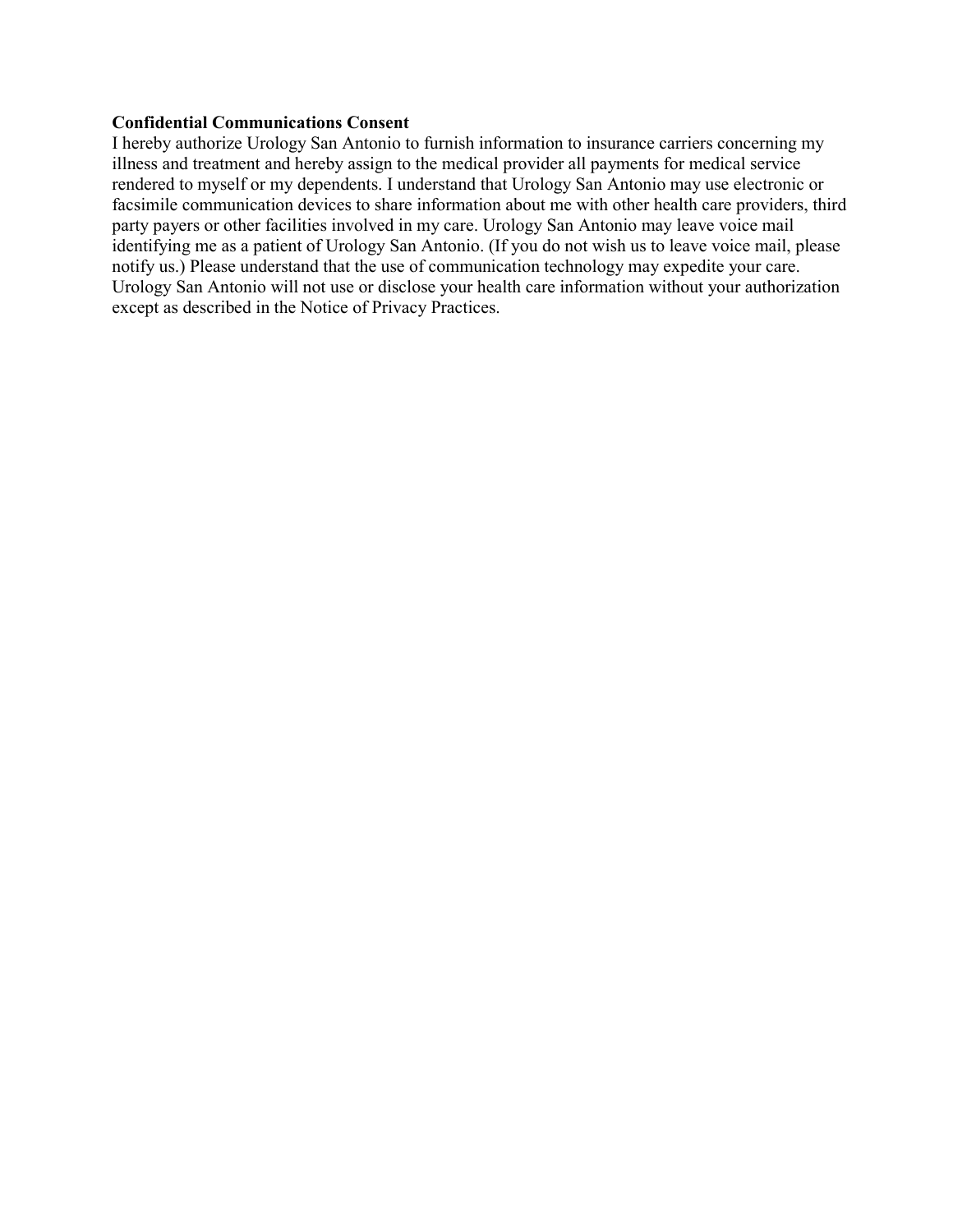**Confidential Communications Consent**

I hereby authorize Urology San Antonio to furnish information to insurance carriers concerning my illness and treatment and hereby assign to the medical provider all payments for medical service rendered to myself or my dependents. I understand that Urology San Antonio may use electronic or facsimile communication devices to share information about me with other health care providers, third party payers or other facilities involved in my care. Urology San Antonio may leave voice mail identifying me as a patient of Urology San Antonio. (If you do not wish us to leave voice mail, please notify us.) Please understand that the use of communication technology may expedite your care. Urology San Antonio will not use or disclose your health care information without your authorization except as described in the Notice of Privacy Practices.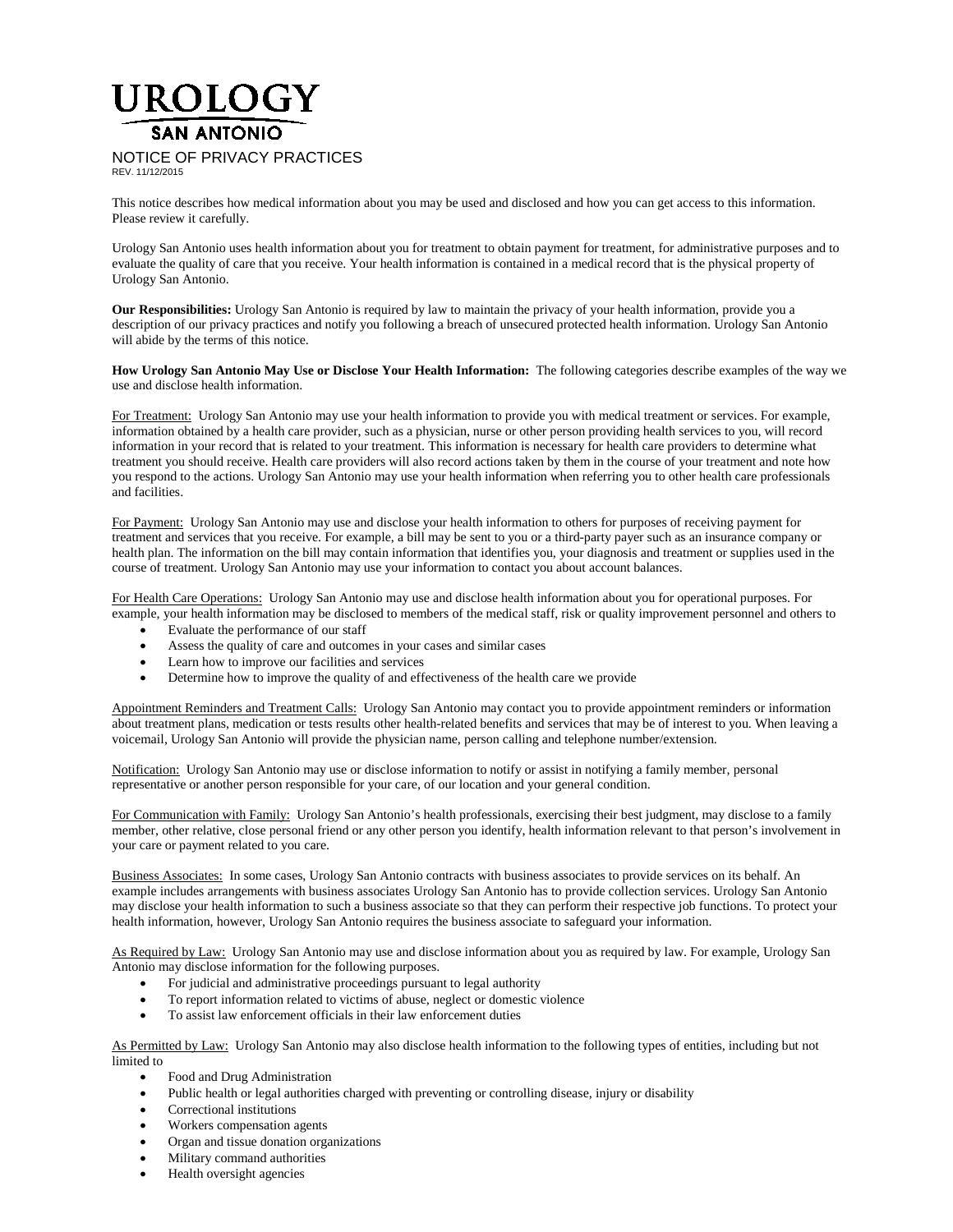# UROLOGY
## SAN ANTONIO

NOTICE OF PRIVACY PRACTICES

REV. 11/12/2015

This notice describes how medical information about you may be used and disclosed and how you can get access to this information. Please review it carefully.

Urology San Antonio uses health information about you for treatment to obtain payment for treatment, for administrative purposes and to evaluate the quality of care that you receive. Your health information is contained in a medical record that is the physical property of Urology San Antonio.

**Our Responsibilities:** Urology San Antonio is required by law to maintain the privacy of your health information, provide you a description of our privacy practices and notify you following a breach of unsecured protected health information. Urology San Antonio will abide by the terms of this notice.

**How Urology San Antonio May Use or Disclose Your Health Information:** The following categories describe examples of the way we use and disclose health information.

For Treatment: Urology San Antonio may use your health information to provide you with medical treatment or services. For example, information obtained by a health care provider, such as a physician, nurse or other person providing health services to you, will record information in your record that is related to your treatment. This information is necessary for health care providers to determine what treatment you should receive. Health care providers will also record actions taken by them in the course of your treatment and note how you respond to the actions. Urology San Antonio may use your health information when referring you to other health care professionals and facilities.

For Payment: Urology San Antonio may use and disclose your health information to others for purposes of receiving payment for treatment and services that you receive. For example, a bill may be sent to you or a third-party payer such as an insurance company or health plan. The information on the bill may contain information that identifies you, your diagnosis and treatment or supplies used in the course of treatment. Urology San Antonio may use your information to contact you about account balances.

For Health Care Operations: Urology San Antonio may use and disclose health information about you for operational purposes. For example, your health information may be disclosed to members of the medical staff, risk or quality improvement personnel and others to

- Evaluate the performance of our staff
- Assess the quality of care and outcomes in your cases and similar cases
- Learn how to improve our facilities and services
- Determine how to improve the quality of and effectiveness of the health care we provide

Appointment Reminders and Treatment Calls: Urology San Antonio may contact you to provide appointment reminders or information about treatment plans, medication or tests results other health-related benefits and services that may be of interest to you. When leaving a voicemail, Urology San Antonio will provide the physician name, person calling and telephone number/extension.

Notification: Urology San Antonio may use or disclose information to notify or assist in notifying a family member, personal representative or another person responsible for your care, of our location and your general condition.

For Communication with Family: Urology San Antonio's health professionals, exercising their best judgment, may disclose to a family member, other relative, close personal friend or any other person you identify, health information relevant to that person's involvement in your care or payment related to you care.

Business Associates: In some cases, Urology San Antonio contracts with business associates to provide services on its behalf. An example includes arrangements with business associates Urology San Antonio has to provide collection services. Urology San Antonio may disclose your health information to such a business associate so that they can perform their respective job functions. To protect your health information, however, Urology San Antonio requires the business associate to safeguard your information.

As Required by Law: Urology San Antonio may use and disclose information about you as required by law. For example, Urology San Antonio may disclose information for the following purposes.

- For judicial and administrative proceedings pursuant to legal authority
- To report information related to victims of abuse, neglect or domestic violence
- To assist law enforcement officials in their law enforcement duties

As Permitted by Law: Urology San Antonio may also disclose health information to the following types of entities, including but not limited to

- Food and Drug Administration
- Public health or legal authorities charged with preventing or controlling disease, injury or disability
- Correctional institutions
- Workers compensation agents
- Organ and tissue donation organizations
- Military command authorities
- Health oversight agencies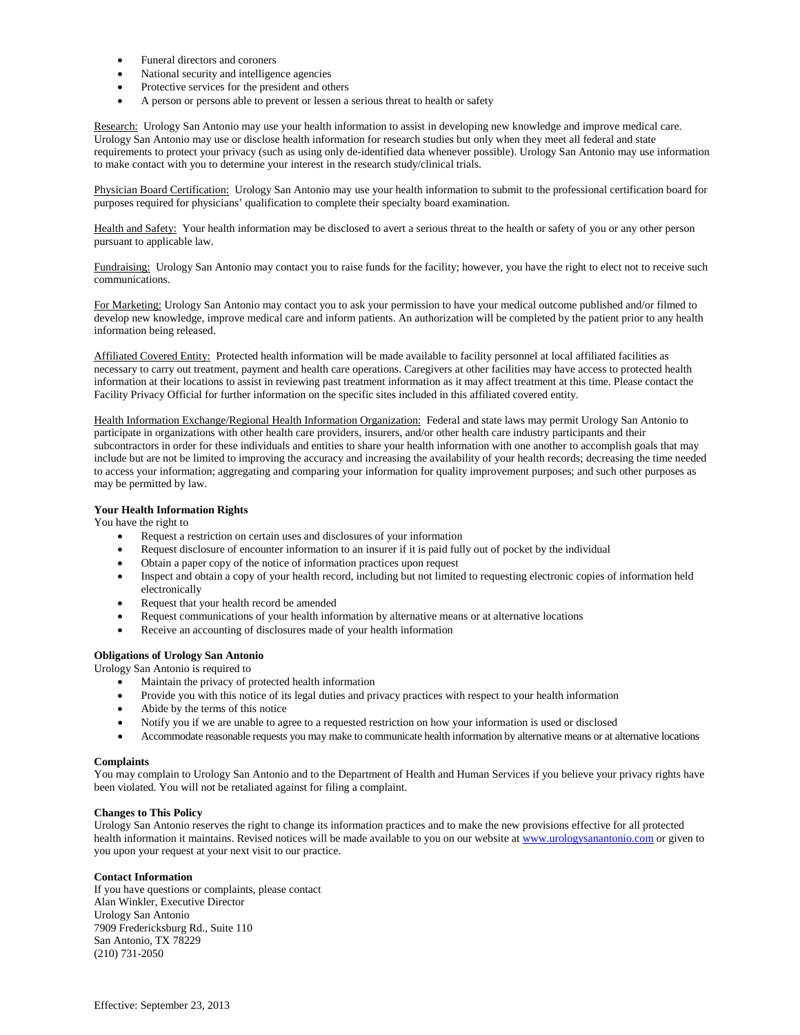- Funeral directors and coroners
- National security and intelligence agencies
- Protective services for the president and others
- A person or persons able to prevent or lessen a serious threat to health or safety

Research: Urology San Antonio may use your health information to assist in developing new knowledge and improve medical care. Urology San Antonio may use or disclose health information for research studies but only when they meet all federal and state requirements to protect your privacy (such as using only de-identified data whenever possible). Urology San Antonio may use information to make contact with you to determine your interest in the research study/clinical trials.

Physician Board Certification: Urology San Antonio may use your health information to submit to the professional certification board for purposes required for physicians' qualification to complete their specialty board examination.

Health and Safety: Your health information may be disclosed to avert a serious threat to the health or safety of you or any other person pursuant to applicable law.

Fundraising: Urology San Antonio may contact you to raise funds for the facility; however, you have the right to elect not to receive such communications.

For Marketing: Urology San Antonio may contact you to ask your permission to have your medical outcome published and/or filmed to develop new knowledge, improve medical care and inform patients. An authorization will be completed by the patient prior to any health information being released.

Affiliated Covered Entity: Protected health information will be made available to facility personnel at local affiliated facilities as necessary to carry out treatment, payment and health care operations. Caregivers at other facilities may have access to protected health information at their locations to assist in reviewing past treatment information as it may affect treatment at this time. Please contact the Facility Privacy Official for further information on the specific sites included in this affiliated covered entity.

Health Information Exchange/Regional Health Information Organization: Federal and state laws may permit Urology San Antonio to participate in organizations with other health care providers, insurers, and/or other health care industry participants and their subcontractors in order for these individuals and entities to share your health information with one another to accomplish goals that may include but are not be limited to improving the accuracy and increasing the availability of your health records; decreasing the time needed to access your information; aggregating and comparing your information for quality improvement purposes; and such other purposes as may be permitted by law.

**Your Health Information Rights**

You have the right to

- Request a restriction on certain uses and disclosures of your information
- Request disclosure of encounter information to an insurer if it is paid fully out of pocket by the individual
- Obtain a paper copy of the notice of information practices upon request
- Inspect and obtain a copy of your health record, including but not limited to requesting electronic copies of information held electronically
- Request that your health record be amended
- Request communications of your health information by alternative means or at alternative locations
- Receive an accounting of disclosures made of your health information

**Obligations of Urology San Antonio**

Urology San Antonio is required to

- Maintain the privacy of protected health information
- Provide you with this notice of its legal duties and privacy practices with respect to your health information
- Abide by the terms of this notice
- Notify you if we are unable to agree to a requested restriction on how your information is used or disclosed
- Accommodate reasonable requests you may make to communicate health information by alternative means or at alternative locations

**Complaints**

You may complain to Urology San Antonio and to the Department of Health and Human Services if you believe your privacy rights have been violated. You will not be retaliated against for filing a complaint.

**Changes to This Policy**

Urology San Antonio reserves the right to change its information practices and to make the new provisions effective for all protected health information it maintains. Revised notices will be made available to you on our website at www.urologysanantonio.com or given to you upon your request at your next visit to our practice.

**Contact Information**

If you have questions or complaints, please contact
Alan Winkler, Executive Director
Urology San Antonio
7909 Fredericksburg Rd., Suite 110
San Antonio, TX 78229
(210) 731-2050

Effective: September 23, 2013